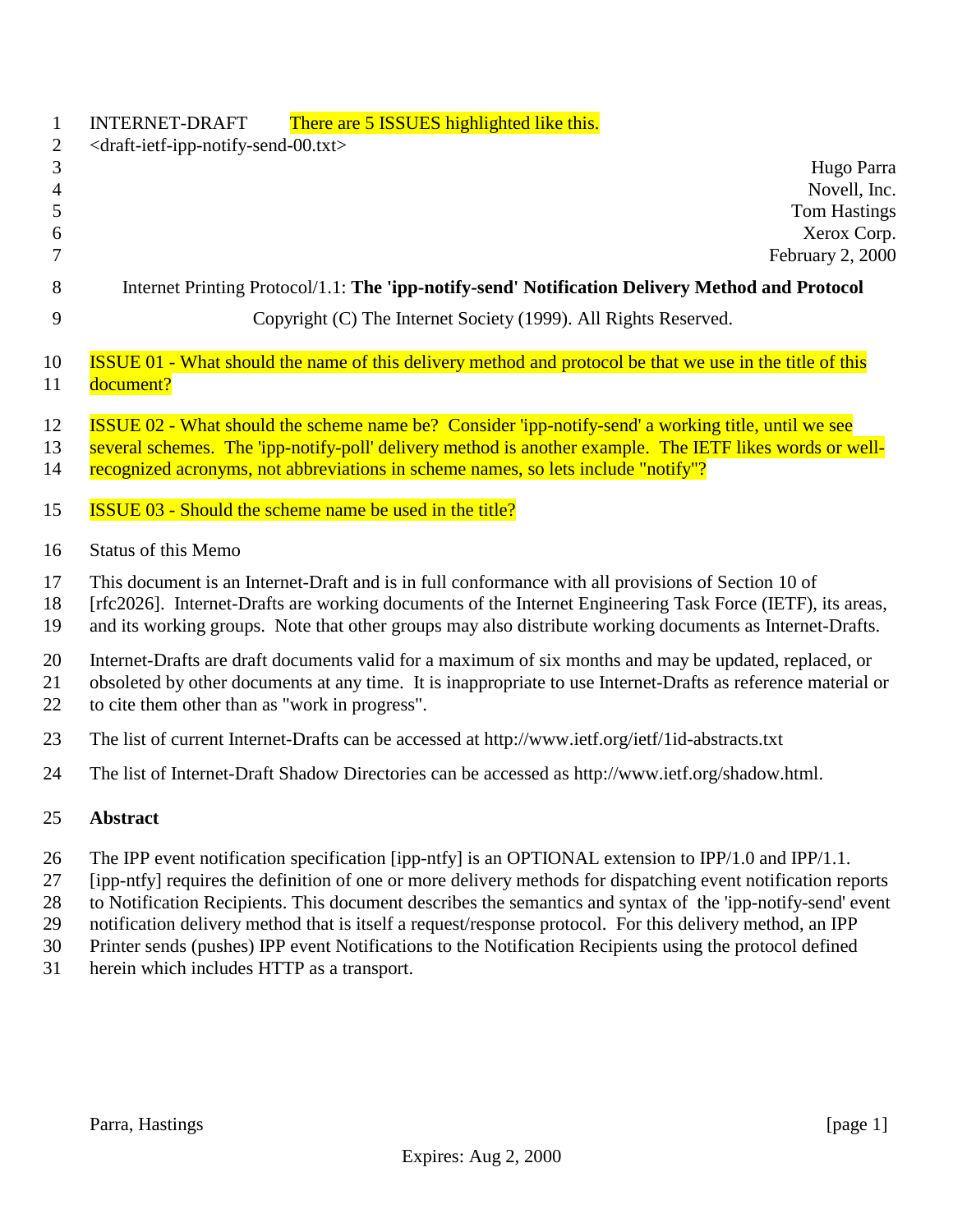INTERNET-DRAFT        There are 5 ISSUES highlighted like this.
<draft-ietf-ipp-notify-send-00.txt>

Hugo Parra
Novell, Inc.
Tom Hastings
Xerox Corp.
February 2, 2000

Internet Printing Protocol/1.1: **The 'ipp-notify-send' Notification Delivery Method and Protocol**

Copyright (C) The Internet Society (1999). All Rights Reserved.

ISSUE 01 - What should the name of this delivery method and protocol be that we use in the title of this document?

ISSUE 02 - What should the scheme name be? Consider 'ipp-notify-send' a working title, until we see several schemes. The 'ipp-notify-poll' delivery method is another example. The IETF likes words or well-recognized acronyms, not abbreviations in scheme names, so lets include "notify"?

ISSUE 03 - Should the scheme name be used in the title?

Status of this Memo

This document is an Internet-Draft and is in full conformance with all provisions of Section 10 of [rfc2026]. Internet-Drafts are working documents of the Internet Engineering Task Force (IETF), its areas, and its working groups. Note that other groups may also distribute working documents as Internet-Drafts.

Internet-Drafts are draft documents valid for a maximum of six months and may be updated, replaced, or obsoleted by other documents at any time. It is inappropriate to use Internet-Drafts as reference material or to cite them other than as "work in progress".

The list of current Internet-Drafts can be accessed at http://www.ietf.org/ietf/1id-abstracts.txt

The list of Internet-Draft Shadow Directories can be accessed as http://www.ietf.org/shadow.html.

**Abstract**

The IPP event notification specification [ipp-ntfy] is an OPTIONAL extension to IPP/1.0 and IPP/1.1. [ipp-ntfy] requires the definition of one or more delivery methods for dispatching event notification reports to Notification Recipients. This document describes the semantics and syntax of the 'ipp-notify-send' event notification delivery method that is itself a request/response protocol. For this delivery method, an IPP Printer sends (pushes) IPP event Notifications to the Notification Recipients using the protocol defined herein which includes HTTP as a transport.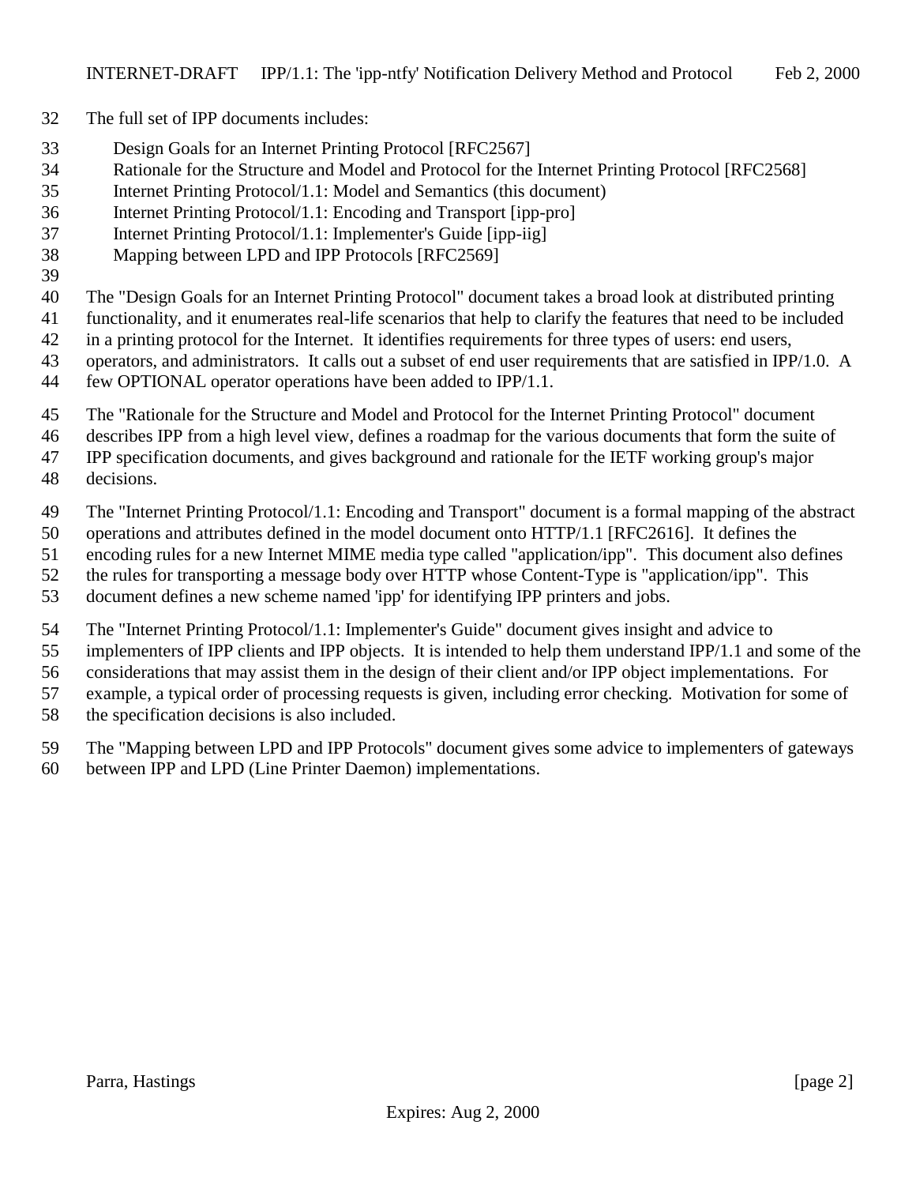The full set of IPP documents includes:

- Design Goals for an Internet Printing Protocol [RFC2567]
- Rationale for the Structure and Model and Protocol for the Internet Printing Protocol [RFC2568]
- Internet Printing Protocol/1.1: Model and Semantics (this document)
- Internet Printing Protocol/1.1: Encoding and Transport [ipp-pro]
- Internet Printing Protocol/1.1: Implementer's Guide [ipp-iig]
- Mapping between LPD and IPP Protocols [RFC2569]

The "Design Goals for an Internet Printing Protocol" document takes a broad look at distributed printing functionality, and it enumerates real-life scenarios that help to clarify the features that need to be included in a printing protocol for the Internet. It identifies requirements for three types of users: end users, operators, and administrators. It calls out a subset of end user requirements that are satisfied in IPP/1.0. A few OPTIONAL operator operations have been added to IPP/1.1.

The "Rationale for the Structure and Model and Protocol for the Internet Printing Protocol" document describes IPP from a high level view, defines a roadmap for the various documents that form the suite of IPP specification documents, and gives background and rationale for the IETF working group's major decisions.

The "Internet Printing Protocol/1.1: Encoding and Transport" document is a formal mapping of the abstract operations and attributes defined in the model document onto HTTP/1.1 [RFC2616]. It defines the encoding rules for a new Internet MIME media type called "application/ipp". This document also defines the rules for transporting a message body over HTTP whose Content-Type is "application/ipp". This document defines a new scheme named 'ipp' for identifying IPP printers and jobs.

The "Internet Printing Protocol/1.1: Implementer's Guide" document gives insight and advice to implementers of IPP clients and IPP objects. It is intended to help them understand IPP/1.1 and some of the considerations that may assist them in the design of their client and/or IPP object implementations. For example, a typical order of processing requests is given, including error checking. Motivation for some of the specification decisions is also included.

The "Mapping between LPD and IPP Protocols" document gives some advice to implementers of gateways between IPP and LPD (Line Printer Daemon) implementations.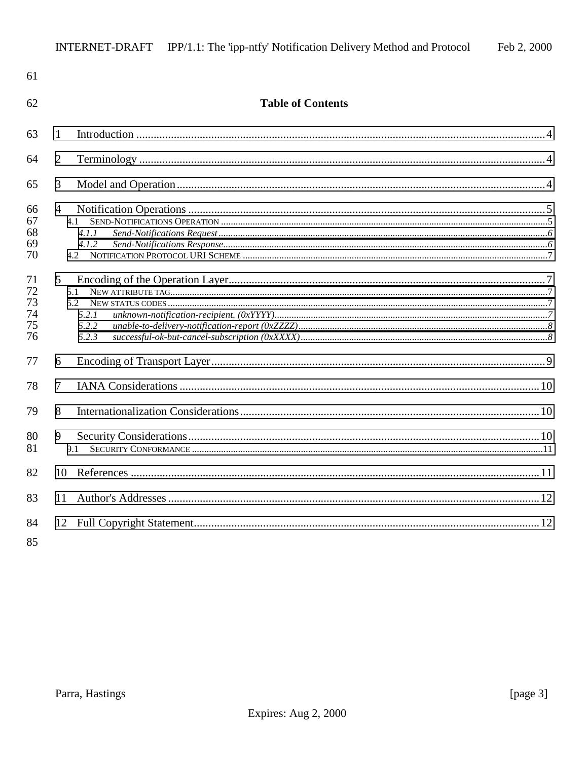## Table of Contents

1 Introduction ..... 4

2 Terminology ..... 4

3 Model and Operation ..... 4

4 Notification Operations ..... 5
- 4.1 SEND-NOTIFICATIONS OPERATION ..... 5
  - 4.1.1 *Send-Notifications Request* ..... 6
  - 4.1.2 *Send-Notifications Response* ..... 6
- 4.2 NOTIFICATION PROTOCOL URI SCHEME ..... 7

5 Encoding of the Operation Layer ..... 7
- 5.1 NEW ATTRIBUTE TAG ..... 7
- 5.2 NEW STATUS CODES ..... 7
  - 5.2.1 *unknown-notification-recipient. (0xYYYY)* ..... 7
  - 5.2.2 *unable-to-delivery-notification-report (0xZZZZ)* ..... 8
  - 5.2.3 *successful-ok-but-cancel-subscription (0xXXXX)* ..... 8

6 Encoding of Transport Layer ..... 9

7 IANA Considerations ..... 10

8 Internationalization Considerations ..... 10

9 Security Considerations ..... 10
- 9.1 SECURITY CONFORMANCE ..... 11

10 References ..... 11

11 Author's Addresses ..... 12

12 Full Copyright Statement ..... 12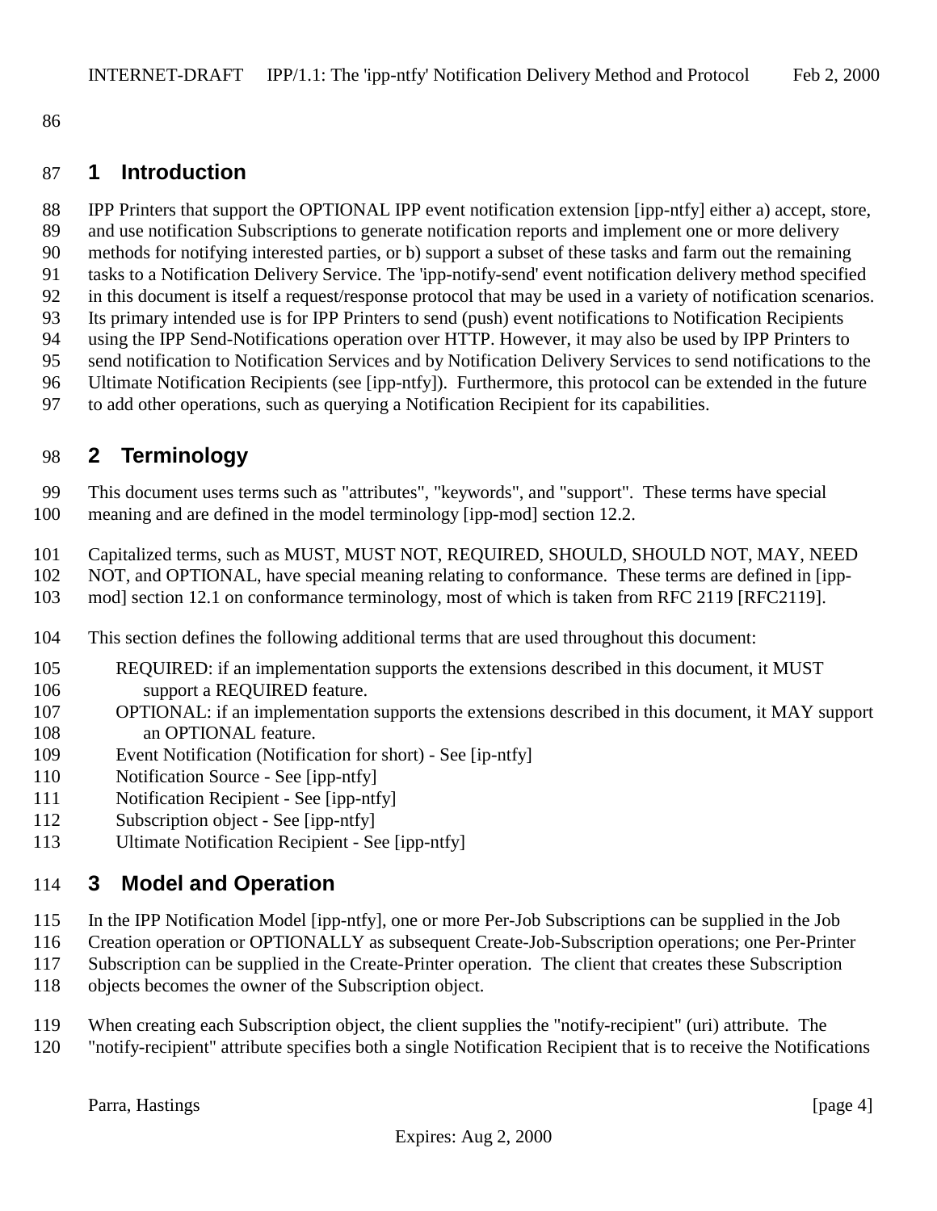# 1 Introduction

IPP Printers that support the OPTIONAL IPP event notification extension [ipp-ntfy] either a) accept, store, and use notification Subscriptions to generate notification reports and implement one or more delivery methods for notifying interested parties, or b) support a subset of these tasks and farm out the remaining tasks to a Notification Delivery Service. The 'ipp-notify-send' event notification delivery method specified in this document is itself a request/response protocol that may be used in a variety of notification scenarios. Its primary intended use is for IPP Printers to send (push) event notifications to Notification Recipients using the IPP Send-Notifications operation over HTTP. However, it may also be used by IPP Printers to send notification to Notification Services and by Notification Delivery Services to send notifications to the Ultimate Notification Recipients (see [ipp-ntfy]). Furthermore, this protocol can be extended in the future to add other operations, such as querying a Notification Recipient for its capabilities.

# 2 Terminology

This document uses terms such as "attributes", "keywords", and "support". These terms have special meaning and are defined in the model terminology [ipp-mod] section 12.2.

Capitalized terms, such as MUST, MUST NOT, REQUIRED, SHOULD, SHOULD NOT, MAY, NEED NOT, and OPTIONAL, have special meaning relating to conformance. These terms are defined in [ipp-mod] section 12.1 on conformance terminology, most of which is taken from RFC 2119 [RFC2119].

This section defines the following additional terms that are used throughout this document:

- REQUIRED: if an implementation supports the extensions described in this document, it MUST support a REQUIRED feature.
- OPTIONAL: if an implementation supports the extensions described in this document, it MAY support an OPTIONAL feature.
- Event Notification (Notification for short) - See [ip-ntfy]
- Notification Source - See [ipp-ntfy]
- Notification Recipient - See [ipp-ntfy]
- Subscription object - See [ipp-ntfy]
- Ultimate Notification Recipient - See [ipp-ntfy]

# 3 Model and Operation

In the IPP Notification Model [ipp-ntfy], one or more Per-Job Subscriptions can be supplied in the Job Creation operation or OPTIONALLY as subsequent Create-Job-Subscription operations; one Per-Printer Subscription can be supplied in the Create-Printer operation. The client that creates these Subscription objects becomes the owner of the Subscription object.

When creating each Subscription object, the client supplies the "notify-recipient" (uri) attribute. The "notify-recipient" attribute specifies both a single Notification Recipient that is to receive the Notifications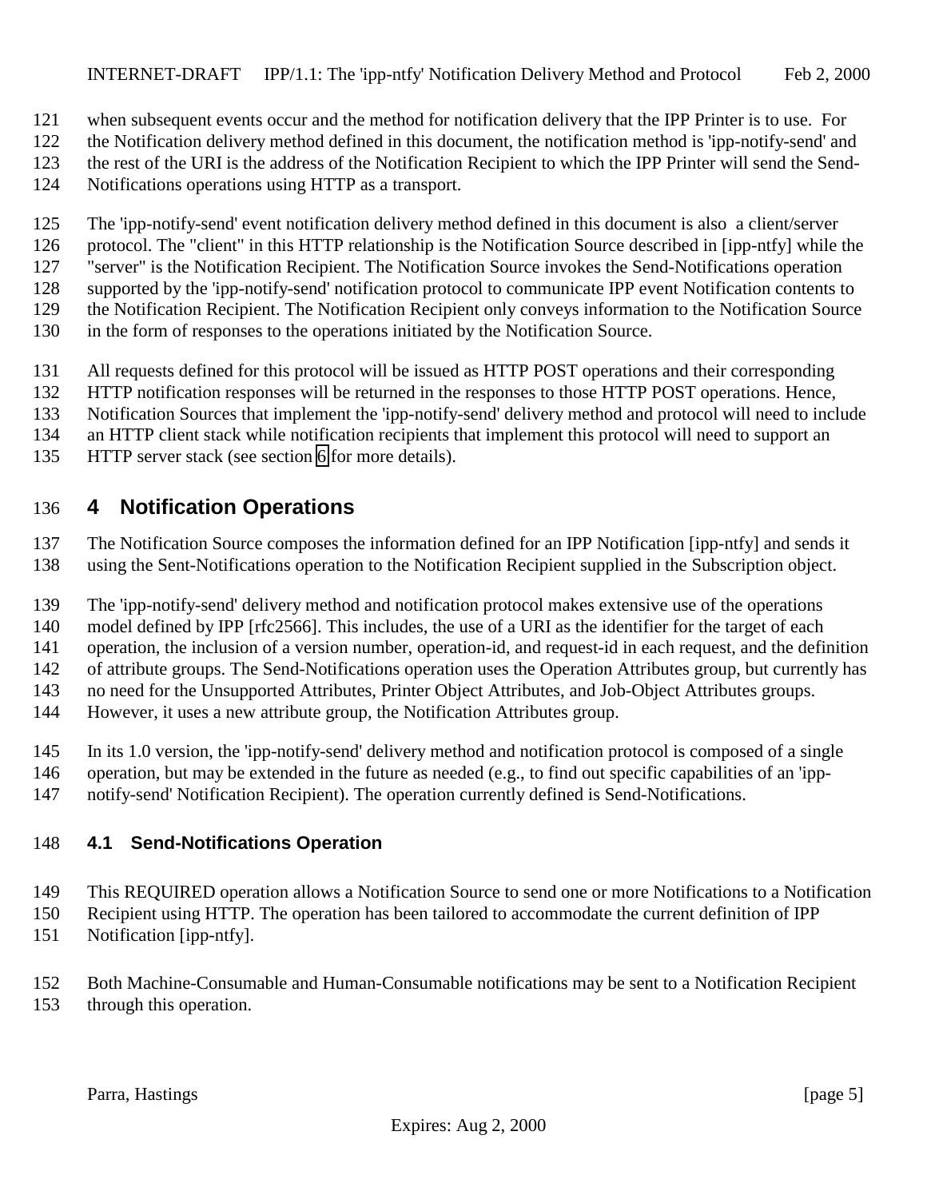when subsequent events occur and the method for notification delivery that the IPP Printer is to use. For the Notification delivery method defined in this document, the notification method is 'ipp-notify-send' and the rest of the URI is the address of the Notification Recipient to which the IPP Printer will send the Send-Notifications operations using HTTP as a transport.

The 'ipp-notify-send' event notification delivery method defined in this document is also a client/server protocol. The "client" in this HTTP relationship is the Notification Source described in [ipp-ntfy] while the "server" is the Notification Recipient. The Notification Source invokes the Send-Notifications operation supported by the 'ipp-notify-send' notification protocol to communicate IPP event Notification contents to the Notification Recipient. The Notification Recipient only conveys information to the Notification Source in the form of responses to the operations initiated by the Notification Source.

All requests defined for this protocol will be issued as HTTP POST operations and their corresponding HTTP notification responses will be returned in the responses to those HTTP POST operations. Hence, Notification Sources that implement the 'ipp-notify-send' delivery method and protocol will need to include an HTTP client stack while notification recipients that implement this protocol will need to support an HTTP server stack (see section 6 for more details).

# 4 Notification Operations

The Notification Source composes the information defined for an IPP Notification [ipp-ntfy] and sends it using the Sent-Notifications operation to the Notification Recipient supplied in the Subscription object.

The 'ipp-notify-send' delivery method and notification protocol makes extensive use of the operations model defined by IPP [rfc2566]. This includes, the use of a URI as the identifier for the target of each operation, the inclusion of a version number, operation-id, and request-id in each request, and the definition of attribute groups. The Send-Notifications operation uses the Operation Attributes group, but currently has no need for the Unsupported Attributes, Printer Object Attributes, and Job-Object Attributes groups. However, it uses a new attribute group, the Notification Attributes group.

In its 1.0 version, the 'ipp-notify-send' delivery method and notification protocol is composed of a single operation, but may be extended in the future as needed (e.g., to find out specific capabilities of an 'ipp-notify-send' Notification Recipient). The operation currently defined is Send-Notifications.

## 4.1 Send-Notifications Operation

This REQUIRED operation allows a Notification Source to send one or more Notifications to a Notification Recipient using HTTP. The operation has been tailored to accommodate the current definition of IPP Notification [ipp-ntfy].

Both Machine-Consumable and Human-Consumable notifications may be sent to a Notification Recipient through this operation.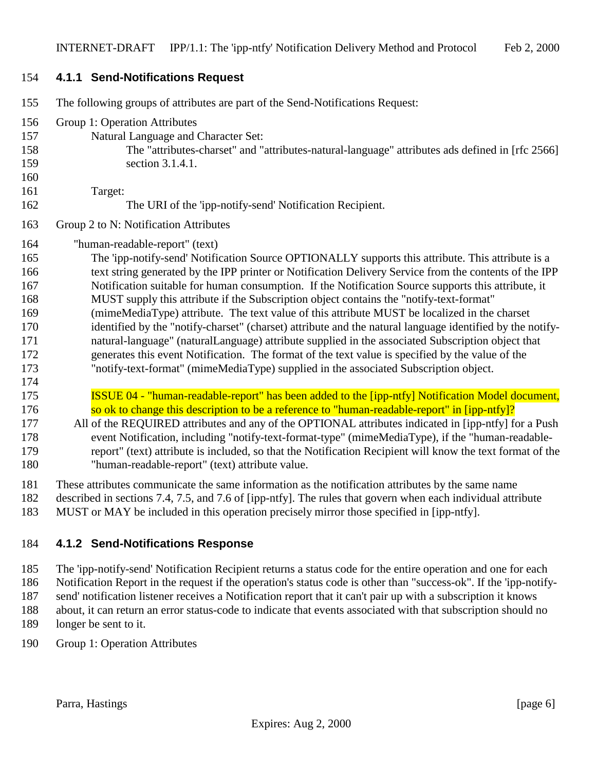### 4.1.1 Send-Notifications Request

The following groups of attributes are part of the Send-Notifications Request:

Group 1: Operation Attributes

Natural Language and Character Set:

The "attributes-charset" and "attributes-natural-language" attributes ads defined in [rfc 2566] section 3.1.4.1.

Target:

The URI of the 'ipp-notify-send' Notification Recipient.

Group 2 to N: Notification Attributes

"human-readable-report" (text)

The 'ipp-notify-send' Notification Source OPTIONALLY supports this attribute. This attribute is a text string generated by the IPP printer or Notification Delivery Service from the contents of the IPP Notification suitable for human consumption. If the Notification Source supports this attribute, it MUST supply this attribute if the Subscription object contains the "notify-text-format" (mimeMediaType) attribute. The text value of this attribute MUST be localized in the charset identified by the "notify-charset" (charset) attribute and the natural language identified by the notify-natural-language" (naturalLanguage) attribute supplied in the associated Subscription object that generates this event Notification. The format of the text value is specified by the value of the "notify-text-format" (mimeMediaType) supplied in the associated Subscription object.

ISSUE 04 - "human-readable-report" has been added to the [ipp-ntfy] Notification Model document, so ok to change this description to be a reference to "human-readable-report" in [ipp-ntfy]?

All of the REQUIRED attributes and any of the OPTIONAL attributes indicated in [ipp-ntfy] for a Push event Notification, including "notify-text-format-type" (mimeMediaType), if the "human-readable-report" (text) attribute is included, so that the Notification Recipient will know the text format of the "human-readable-report" (text) attribute value.

These attributes communicate the same information as the notification attributes by the same name described in sections 7.4, 7.5, and 7.6 of [ipp-ntfy]. The rules that govern when each individual attribute MUST or MAY be included in this operation precisely mirror those specified in [ipp-ntfy].

### 4.1.2 Send-Notifications Response

The 'ipp-notify-send' Notification Recipient returns a status code for the entire operation and one for each Notification Report in the request if the operation's status code is other than "success-ok". If the 'ipp-notify-send' notification listener receives a Notification report that it can't pair up with a subscription it knows about, it can return an error status-code to indicate that events associated with that subscription should no longer be sent to it.

Group 1: Operation Attributes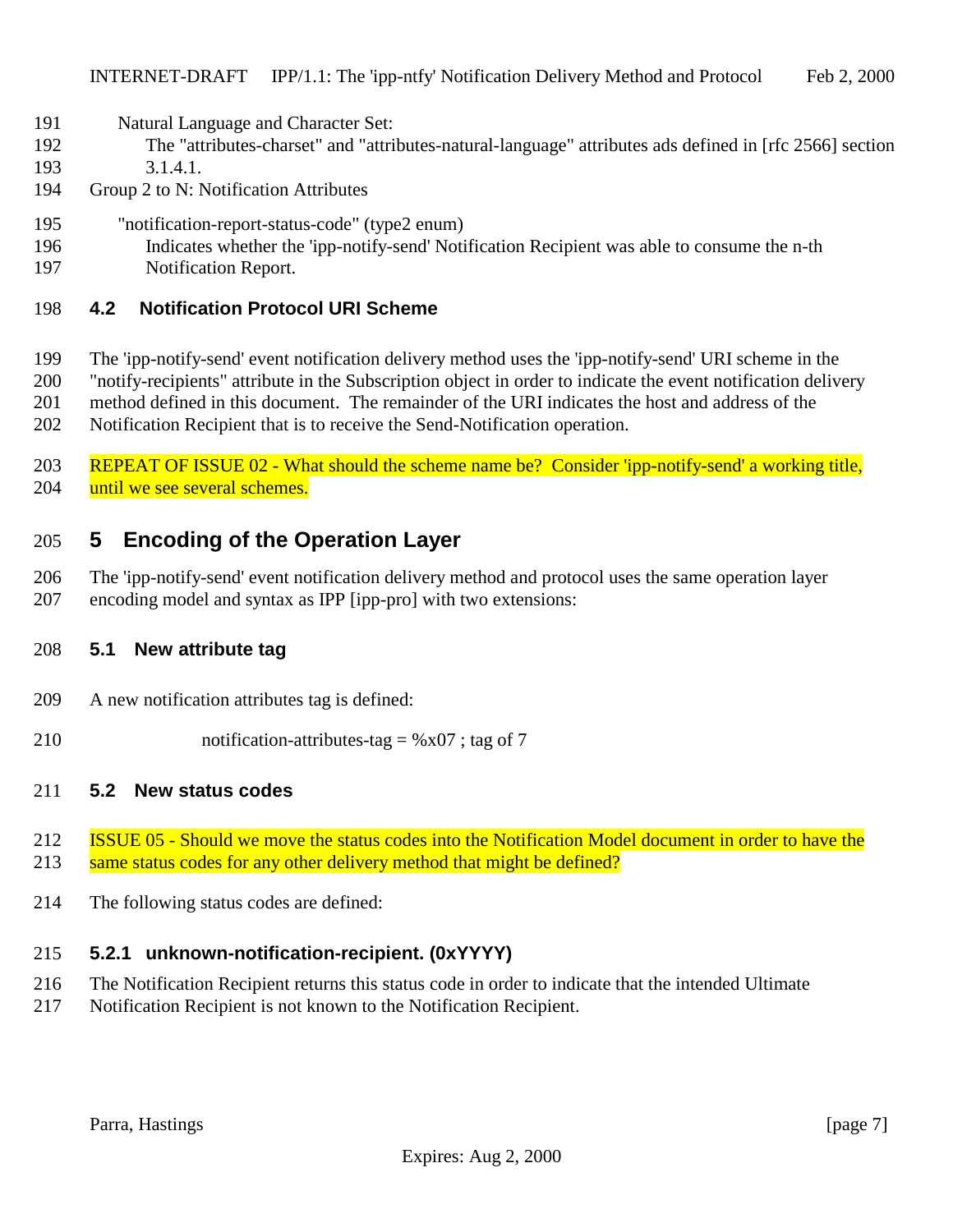Natural Language and Character Set:

The "attributes-charset" and "attributes-natural-language" attributes ads defined in [rfc 2566] section 3.1.4.1.

Group 2 to N: Notification Attributes

"notification-report-status-code" (type2 enum)

Indicates whether the 'ipp-notify-send' Notification Recipient was able to consume the n-th Notification Report.

### 4.2 Notification Protocol URI Scheme

The 'ipp-notify-send' event notification delivery method uses the 'ipp-notify-send' URI scheme in the "notify-recipients" attribute in the Subscription object in order to indicate the event notification delivery method defined in this document. The remainder of the URI indicates the host and address of the Notification Recipient that is to receive the Send-Notification operation.

REPEAT OF ISSUE 02 - What should the scheme name be? Consider 'ipp-notify-send' a working title, until we see several schemes.

## 5 Encoding of the Operation Layer

The 'ipp-notify-send' event notification delivery method and protocol uses the same operation layer encoding model and syntax as IPP [ipp-pro] with two extensions:

### 5.1 New attribute tag

A new notification attributes tag is defined:

```
notification-attributes-tag = %x07 ; tag of 7
```

### 5.2 New status codes

ISSUE 05 - Should we move the status codes into the Notification Model document in order to have the same status codes for any other delivery method that might be defined?

The following status codes are defined:

#### 5.2.1 unknown-notification-recipient. (0xYYYY)

The Notification Recipient returns this status code in order to indicate that the intended Ultimate Notification Recipient is not known to the Notification Recipient.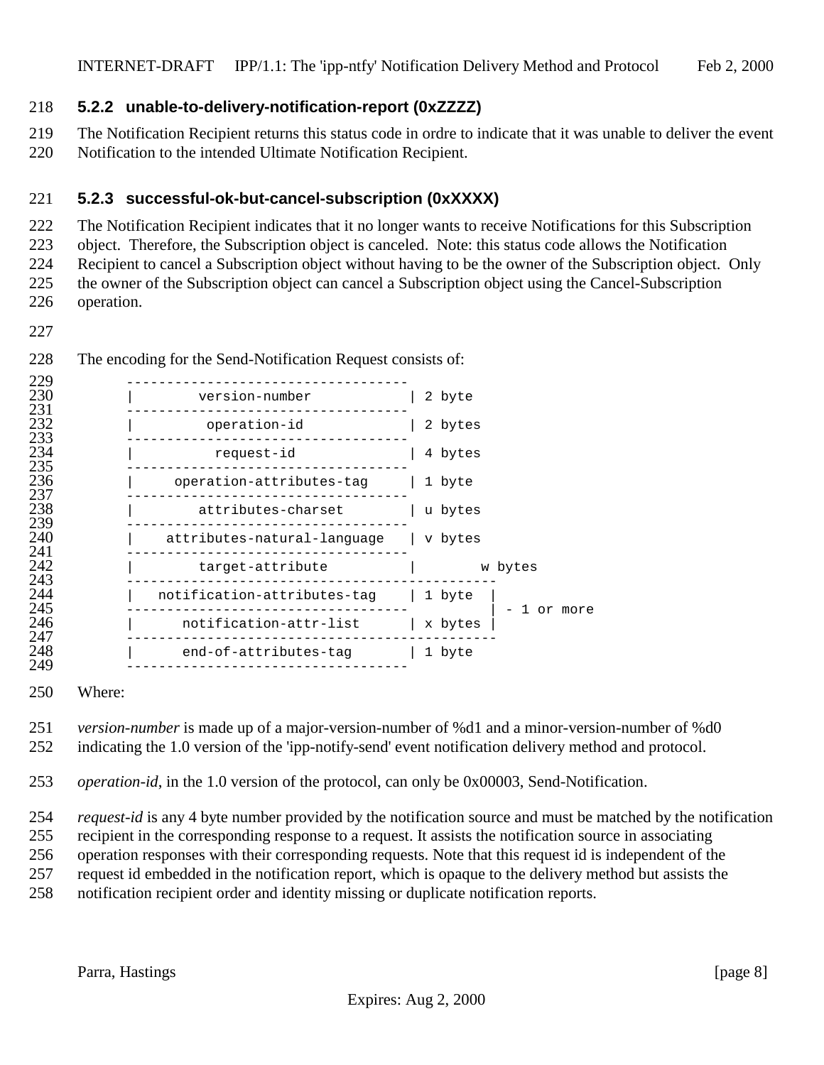### 5.2.2 unable-to-delivery-notification-report (0xZZZZ)

The Notification Recipient returns this status code in ordre to indicate that it was unable to deliver the event Notification to the intended Ultimate Notification Recipient.

### 5.2.3 successful-ok-but-cancel-subscription (0xXXXX)

The Notification Recipient indicates that it no longer wants to receive Notifications for this Subscription object. Therefore, the Subscription object is canceled. Note: this status code allows the Notification Recipient to cancel a Subscription object without having to be the owner of the Subscription object. Only the owner of the Subscription object can cancel a Subscription object using the Cancel-Subscription operation.

The encoding for the Send-Notification Request consists of:

```
----------------------------------
|        version-number           | 2 byte
----------------------------------
|         operation-id            | 2 bytes
----------------------------------
|          request-id             | 4 bytes
----------------------------------
|     operation-attributes-tag    | 1 byte
----------------------------------
|        attributes-charset       | u bytes
----------------------------------
|    attributes-natural-language  | v bytes
----------------------------------
|        target-attribute         |        w bytes
---------------------------------------------
|   notification-attributes-tag   | 1 byte  |
----------------------------------          | - 1 or more
|      notification-attr-list     | x bytes |
---------------------------------------------
|      end-of-attributes-tag      | 1 byte
----------------------------------
```

Where:

*version-number* is made up of a major-version-number of %d1 and a minor-version-number of %d0 indicating the 1.0 version of the 'ipp-notify-send' event notification delivery method and protocol.

*operation-id*, in the 1.0 version of the protocol, can only be 0x00003, Send-Notification.

*request-id* is any 4 byte number provided by the notification source and must be matched by the notification recipient in the corresponding response to a request. It assists the notification source in associating operation responses with their corresponding requests. Note that this request id is independent of the request id embedded in the notification report, which is opaque to the delivery method but assists the notification recipient order and identity missing or duplicate notification reports.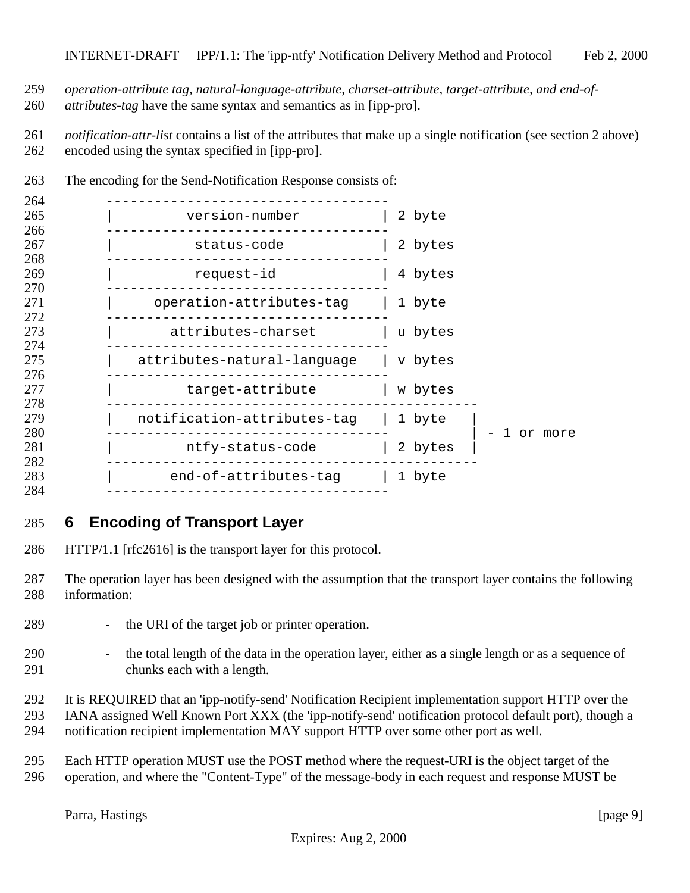*operation-attribute tag, natural-language-attribute, charset-attribute, target-attribute, and end-of-attributes-tag* have the same syntax and semantics as in [ipp-pro].

*notification-attr-list* contains a list of the attributes that make up a single notification (see section 2 above) encoded using the syntax specified in [ipp-pro].

The encoding for the Send-Notification Response consists of:

```
  -----------------------------------
  |         version-number          | 2 byte
  -----------------------------------
  |          status-code            | 2 bytes
  -----------------------------------
  |          request-id             | 4 bytes
  -----------------------------------
  |     operation-attributes-tag    | 1 byte
  -----------------------------------
  |       attributes-charset        | u bytes
  -----------------------------------
  |   attributes-natural-language   | v bytes
  -----------------------------------
  |         target-attribute        | w bytes
  ----------------------------------------------
  |   notification-attributes-tag   | 1 byte   |
  -----------------------------------          | - 1 or more
  |         ntfy-status-code        | 2 bytes  |
  ----------------------------------------------
  |       end-of-attributes-tag     | 1 byte
  -----------------------------------
```

# 6 Encoding of Transport Layer

HTTP/1.1 [rfc2616] is the transport layer for this protocol.

The operation layer has been designed with the assumption that the transport layer contains the following information:

- the URI of the target job or printer operation.
- the total length of the data in the operation layer, either as a single length or as a sequence of chunks each with a length.

It is REQUIRED that an 'ipp-notify-send' Notification Recipient implementation support HTTP over the IANA assigned Well Known Port XXX (the 'ipp-notify-send' notification protocol default port), though a notification recipient implementation MAY support HTTP over some other port as well.

Each HTTP operation MUST use the POST method where the request-URI is the object target of the operation, and where the "Content-Type" of the message-body in each request and response MUST be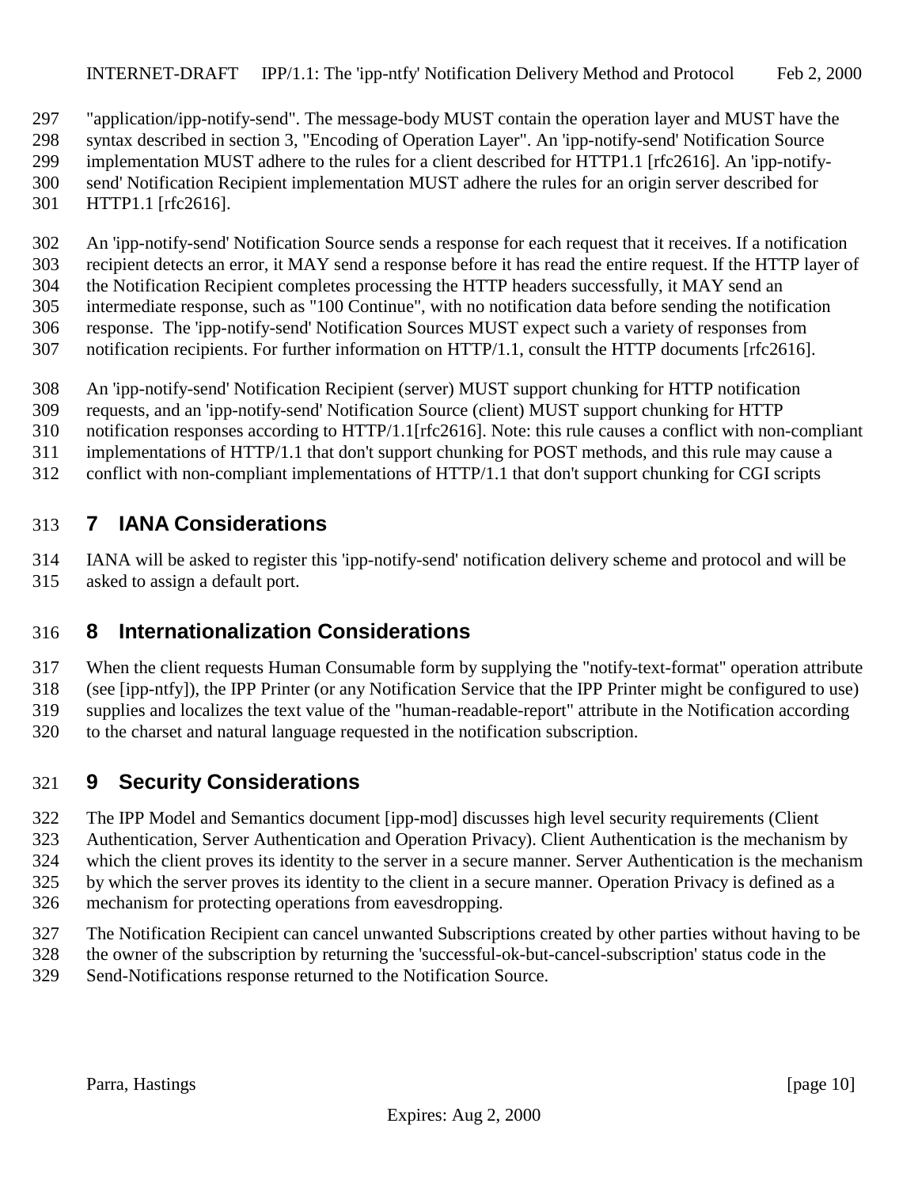"application/ipp-notify-send". The message-body MUST contain the operation layer and MUST have the syntax described in section 3, "Encoding of Operation Layer". An 'ipp-notify-send' Notification Source implementation MUST adhere to the rules for a client described for HTTP1.1 [rfc2616]. An 'ipp-notify-send' Notification Recipient implementation MUST adhere the rules for an origin server described for HTTP1.1 [rfc2616].

An 'ipp-notify-send' Notification Source sends a response for each request that it receives. If a notification recipient detects an error, it MAY send a response before it has read the entire request. If the HTTP layer of the Notification Recipient completes processing the HTTP headers successfully, it MAY send an intermediate response, such as "100 Continue", with no notification data before sending the notification response. The 'ipp-notify-send' Notification Sources MUST expect such a variety of responses from notification recipients. For further information on HTTP/1.1, consult the HTTP documents [rfc2616].

An 'ipp-notify-send' Notification Recipient (server) MUST support chunking for HTTP notification requests, and an 'ipp-notify-send' Notification Source (client) MUST support chunking for HTTP notification responses according to HTTP/1.1[rfc2616]. Note: this rule causes a conflict with non-compliant implementations of HTTP/1.1 that don't support chunking for POST methods, and this rule may cause a conflict with non-compliant implementations of HTTP/1.1 that don't support chunking for CGI scripts

# 7 IANA Considerations

IANA will be asked to register this 'ipp-notify-send' notification delivery scheme and protocol and will be asked to assign a default port.

# 8 Internationalization Considerations

When the client requests Human Consumable form by supplying the "notify-text-format" operation attribute (see [ipp-ntfy]), the IPP Printer (or any Notification Service that the IPP Printer might be configured to use) supplies and localizes the text value of the "human-readable-report" attribute in the Notification according to the charset and natural language requested in the notification subscription.

# 9 Security Considerations

The IPP Model and Semantics document [ipp-mod] discusses high level security requirements (Client Authentication, Server Authentication and Operation Privacy). Client Authentication is the mechanism by which the client proves its identity to the server in a secure manner. Server Authentication is the mechanism by which the server proves its identity to the client in a secure manner. Operation Privacy is defined as a mechanism for protecting operations from eavesdropping.

The Notification Recipient can cancel unwanted Subscriptions created by other parties without having to be the owner of the subscription by returning the 'successful-ok-but-cancel-subscription' status code in the Send-Notifications response returned to the Notification Source.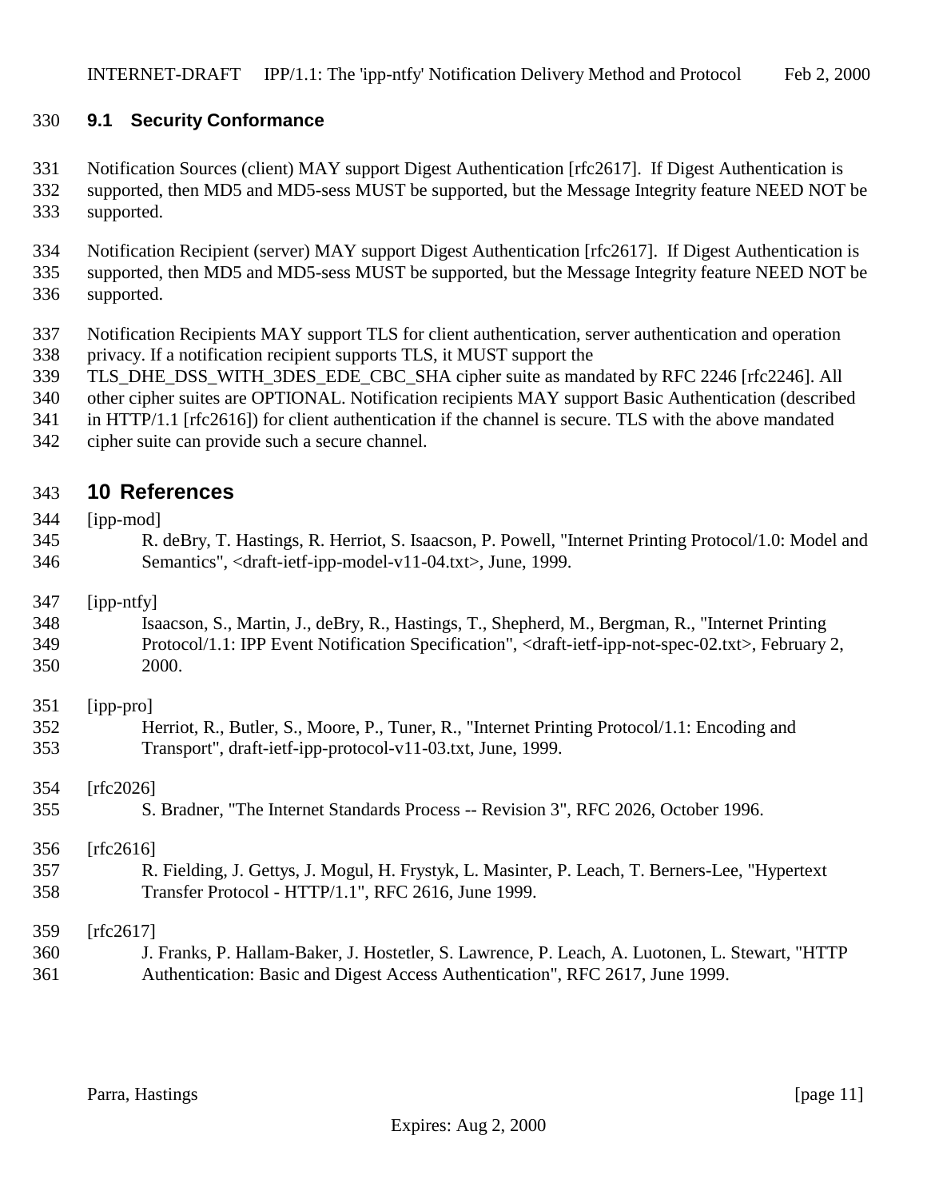### 9.1 Security Conformance

Notification Sources (client) MAY support Digest Authentication [rfc2617]. If Digest Authentication is supported, then MD5 and MD5-sess MUST be supported, but the Message Integrity feature NEED NOT be supported.

Notification Recipient (server) MAY support Digest Authentication [rfc2617]. If Digest Authentication is supported, then MD5 and MD5-sess MUST be supported, but the Message Integrity feature NEED NOT be supported.

Notification Recipients MAY support TLS for client authentication, server authentication and operation privacy. If a notification recipient supports TLS, it MUST support the TLS_DHE_DSS_WITH_3DES_EDE_CBC_SHA cipher suite as mandated by RFC 2246 [rfc2246]. All other cipher suites are OPTIONAL. Notification recipients MAY support Basic Authentication (described in HTTP/1.1 [rfc2616]) for client authentication if the channel is secure. TLS with the above mandated cipher suite can provide such a secure channel.

## 10 References

[ipp-mod]
R. deBry, T. Hastings, R. Herriot, S. Isaacson, P. Powell, "Internet Printing Protocol/1.0: Model and Semantics", <draft-ietf-ipp-model-v11-04.txt>, June, 1999.

[ipp-ntfy]
Isaacson, S., Martin, J., deBry, R., Hastings, T., Shepherd, M., Bergman, R., "Internet Printing Protocol/1.1: IPP Event Notification Specification", <draft-ietf-ipp-not-spec-02.txt>, February 2, 2000.

[ipp-pro]
Herriot, R., Butler, S., Moore, P., Tuner, R., "Internet Printing Protocol/1.1: Encoding and Transport", draft-ietf-ipp-protocol-v11-03.txt, June, 1999.

[rfc2026]
S. Bradner, "The Internet Standards Process -- Revision 3", RFC 2026, October 1996.

[rfc2616]
R. Fielding, J. Gettys, J. Mogul, H. Frystyk, L. Masinter, P. Leach, T. Berners-Lee, "Hypertext Transfer Protocol - HTTP/1.1", RFC 2616, June 1999.

[rfc2617]
J. Franks, P. Hallam-Baker, J. Hostetler, S. Lawrence, P. Leach, A. Luotonen, L. Stewart, "HTTP Authentication: Basic and Digest Access Authentication", RFC 2617, June 1999.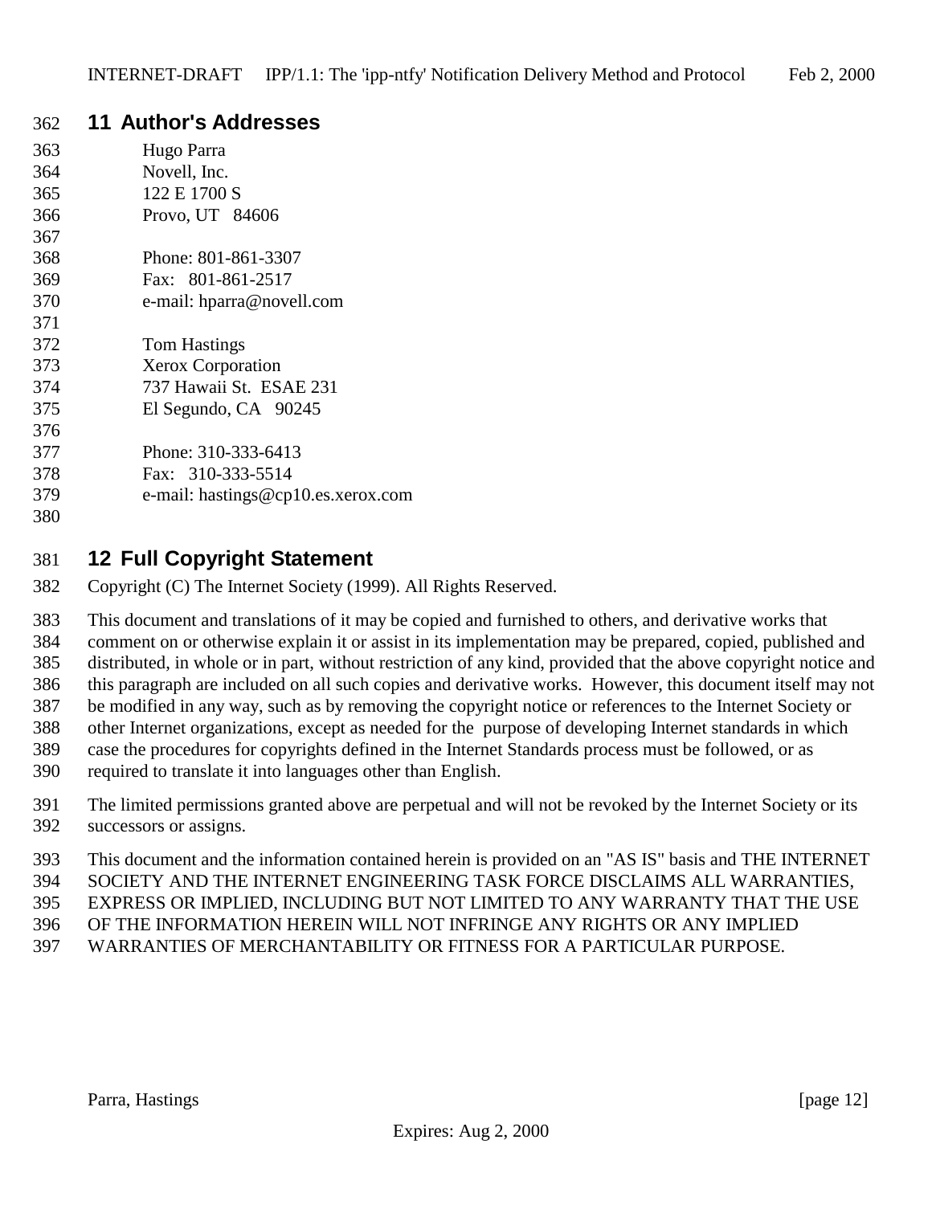## 11 Author's Addresses

Hugo Parra
Novell, Inc.
122 E 1700 S
Provo, UT 84606

Phone: 801-861-3307
Fax: 801-861-2517
e-mail: hparra@novell.com

Tom Hastings
Xerox Corporation
737 Hawaii St. ESAE 231
El Segundo, CA 90245

Phone: 310-333-6413
Fax: 310-333-5514
e-mail: hastings@cp10.es.xerox.com

## 12 Full Copyright Statement

Copyright (C) The Internet Society (1999). All Rights Reserved.

This document and translations of it may be copied and furnished to others, and derivative works that comment on or otherwise explain it or assist in its implementation may be prepared, copied, published and distributed, in whole or in part, without restriction of any kind, provided that the above copyright notice and this paragraph are included on all such copies and derivative works. However, this document itself may not be modified in any way, such as by removing the copyright notice or references to the Internet Society or other Internet organizations, except as needed for the purpose of developing Internet standards in which case the procedures for copyrights defined in the Internet Standards process must be followed, or as required to translate it into languages other than English.

The limited permissions granted above are perpetual and will not be revoked by the Internet Society or its successors or assigns.

This document and the information contained herein is provided on an "AS IS" basis and THE INTERNET SOCIETY AND THE INTERNET ENGINEERING TASK FORCE DISCLAIMS ALL WARRANTIES, EXPRESS OR IMPLIED, INCLUDING BUT NOT LIMITED TO ANY WARRANTY THAT THE USE OF THE INFORMATION HEREIN WILL NOT INFRINGE ANY RIGHTS OR ANY IMPLIED WARRANTIES OF MERCHANTABILITY OR FITNESS FOR A PARTICULAR PURPOSE.